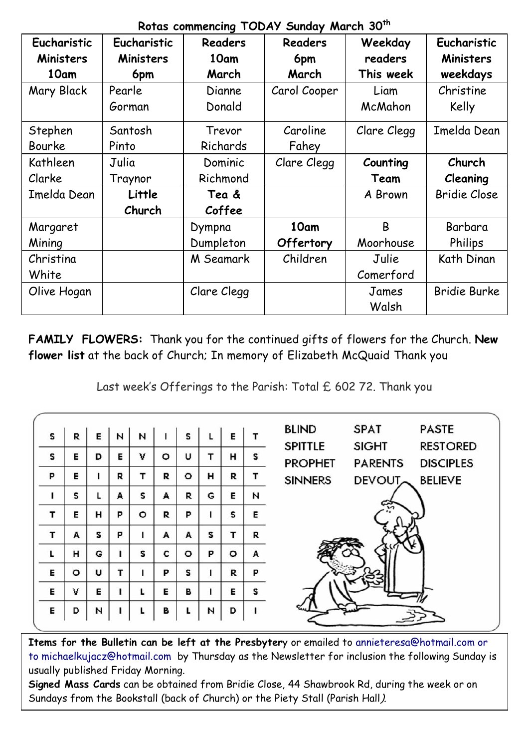## Rotas commencing TODAY Sunday March 30th

| Eucharistic Ministers 10am | Eucharistic Ministers 6pm | Readers 10am March | Readers 6pm March | Weekday readers This week | Eucharistic Ministers weekdays |
|---|---|---|---|---|---|
| Mary Black | Pearle Gorman | Dianne Donald | Carol Cooper | Liam McMahon | Christine Kelly |
| Stephen Bourke | Santosh Pinto | Trevor Richards | Caroline Fahey | Clare Clegg | Imelda Dean |
| Kathleen Clarke | Julia Traynor | Dominic Richmond | Clare Clegg | **Counting Team** | **Church Cleaning** |
| Imelda Dean | **Little Church** | **Tea & Coffee** | | A Brown | Bridie Close |
| Margaret Mining | | Dympna Dumpleton | **10am Offertory** | B Moorhouse | Barbara Philips |
| Christina White | | M Seamark | Children | Julie Comerford | Kath Dinan |
| Olive Hogan | | Clare Clegg | | James Walsh | Bridie Burke |

**FAMILY FLOWERS:** Thank you for the continued gifts of flowers for the Church. **New flower list** at the back of Church; In memory of Elizabeth McQuaid Thank you

Last week's Offerings to the Parish: Total £ 602 72. Thank you

| | | | | | | | | | |
|---|---|---|---|---|---|---|---|---|---|
| S | R | E | N | N | I | S | L | E | T |
| S | E | D | E | V | O | U | T | H | S |
| P | E | I | R | T | R | O | H | R | T |
| I | S | L | A | S | A | R | G | E | N |
| T | E | H | P | O | R | P | I | S | E |
| T | A | S | P | I | A | A | S | T | R |
| L | H | G | I | S | C | O | P | O | A |
| E | O | U | T | I | P | S | I | R | P |
| E | V | E | I | L | E | B | I | E | S |
| E | D | N | I | L | B | L | N | D | I |

BLIND, SPAT, PASTE, SPITTLE, SIGHT, RESTORED, PROPHET, PARENTS, DISCIPLES, SINNERS, DEVOUT, BELIEVE

**Items for the Bulletin can be left at the Presbytery** or emailed to annieteresa@hotmail.com or to michaelkujacz@hotmail.com by Thursday as the Newsletter for inclusion the following Sunday is usually published Friday Morning.

**Signed Mass Cards** can be obtained from Bridie Close, 44 Shawbrook Rd, during the week or on Sundays from the Bookstall (back of Church) or the Piety Stall (Parish Hall).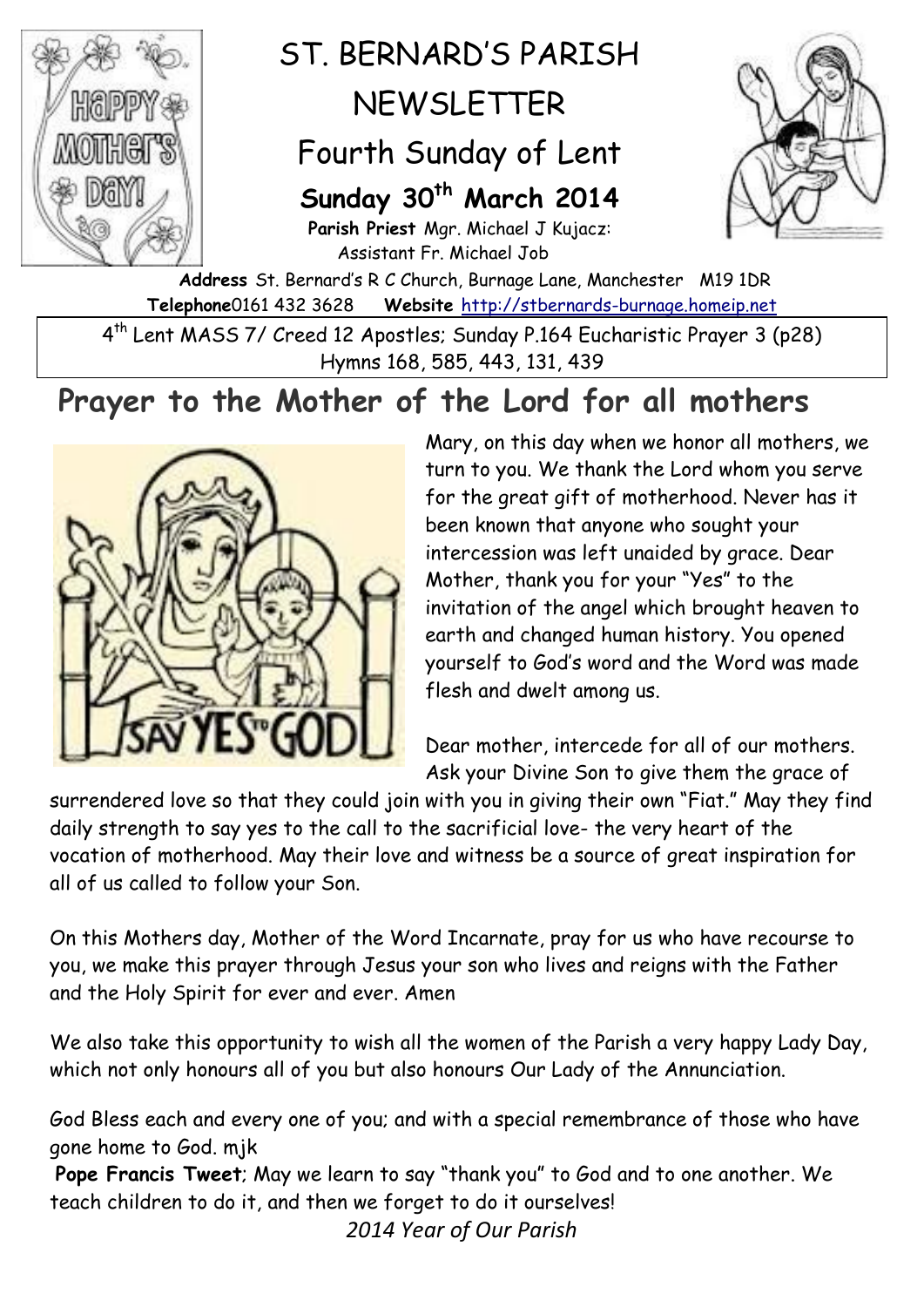# ST. BERNARD'S PARISH NEWSLETTER

## Fourth Sunday of Lent

**Sunday 30th March 2014**

**Parish Priest** Mgr. Michael J Kujacz:
Assistant Fr. Michael Job

**Address** St. Bernard's R C Church, Burnage Lane, Manchester M19 1DR
**Telephone**0161 432 3628 **Website** http://stbernards-burnage.homeip.net

4th Lent MASS 7/ Creed 12 Apostles; Sunday P.164 Eucharistic Prayer 3 (p28)
Hymns 168, 585, 443, 131, 439

# Prayer to the Mother of the Lord for all mothers

Mary, on this day when we honor all mothers, we turn to you. We thank the Lord whom you serve for the great gift of motherhood. Never has it been known that anyone who sought your intercession was left unaided by grace. Dear Mother, thank you for your "Yes" to the invitation of the angel which brought heaven to earth and changed human history. You opened yourself to God's word and the Word was made flesh and dwelt among us.

Dear mother, intercede for all of our mothers. Ask your Divine Son to give them the grace of surrendered love so that they could join with you in giving their own "Fiat." May they find daily strength to say yes to the call to the sacrificial love- the very heart of the vocation of motherhood. May their love and witness be a source of great inspiration for all of us called to follow your Son.

On this Mothers day, Mother of the Word Incarnate, pray for us who have recourse to you, we make this prayer through Jesus your son who lives and reigns with the Father and the Holy Spirit for ever and ever. Amen

We also take this opportunity to wish all the women of the Parish a very happy Lady Day, which not only honours all of you but also honours Our Lady of the Annunciation.

God Bless each and every one of you; and with a special remembrance of those who have gone home to God. mjk

**Pope Francis Tweet**; May we learn to say "thank you" to God and to one another. We teach children to do it, and then we forget to do it ourselves!

*2014 Year of Our Parish*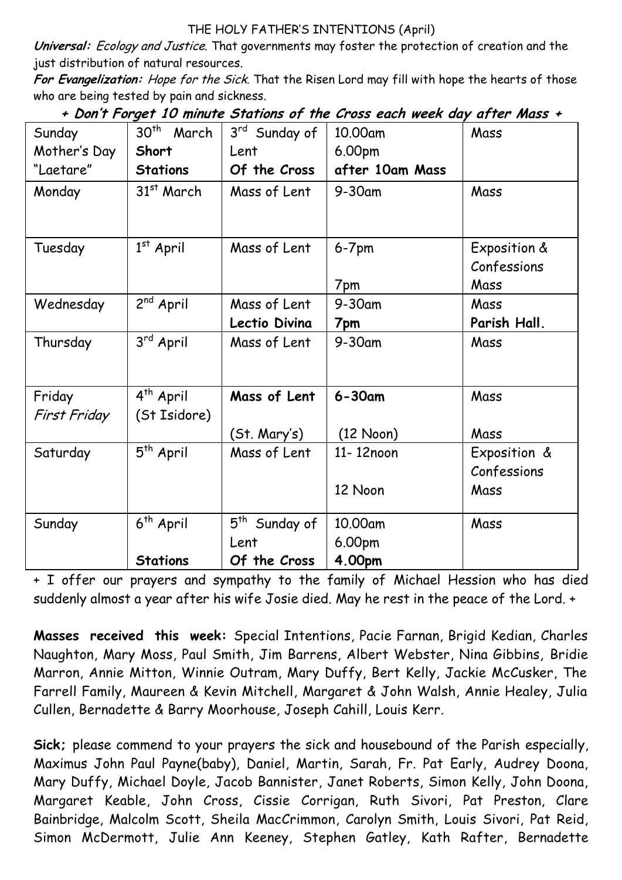THE HOLY FATHER'S INTENTIONS (April)

***Universal:*** *Ecology and Justice*. That governments may foster the protection of creation and the just distribution of natural resources.

***For Evangelization:*** *Hope for the Sick*. That the Risen Lord may fill with hope the hearts of those who are being tested by pain and sickness.

***+ Don't Forget 10 minute Stations of the Cross each week day after Mass +***

| | | | | |
|---|---|---|---|---|
| Sunday<br>Mother's Day<br>"Laetare" | 30th March<br>**Short Stations** | 3rd Sunday of Lent<br>**Of the Cross** | 10.00am<br>6.00pm<br>**after 10am Mass** | Mass |
| Monday | 31st March | Mass of Lent | 9-30am | Mass |
| Tuesday | 1st April | Mass of Lent | 6-7pm<br><br>7pm | Exposition & Confessions<br>Mass |
| Wednesday | 2nd April | Mass of Lent<br>**Lectio Divina** | 9-30am<br>**7pm** | Mass<br>**Parish Hall.** |
| Thursday | 3rd April | Mass of Lent | 9-30am | Mass |
| Friday<br>*First Friday* | 4th April<br>(St Isidore) | **Mass of Lent**<br><br>(St. Mary's) | **6-30am**<br><br>(12 Noon) | Mass<br><br>Mass |
| Saturday | 5th April | Mass of Lent | 11- 12noon<br><br>12 Noon | Exposition & Confessions<br>Mass |
| Sunday | 6th April<br><br>**Stations** | 5th Sunday of Lent<br>**Of the Cross** | 10.00am<br>6.00pm<br>**4.00pm** | Mass |

+ I offer our prayers and sympathy to the family of Michael Hession who has died suddenly almost a year after his wife Josie died. May he rest in the peace of the Lord. +

**Masses received this week:** Special Intentions, Pacie Farnan, Brigid Kedian, Charles Naughton, Mary Moss, Paul Smith, Jim Barrens, Albert Webster, Nina Gibbins, Bridie Marron, Annie Mitton, Winnie Outram, Mary Duffy, Bert Kelly, Jackie McCusker, The Farrell Family, Maureen & Kevin Mitchell, Margaret & John Walsh, Annie Healey, Julia Cullen, Bernadette & Barry Moorhouse, Joseph Cahill, Louis Kerr.

**Sick;** please commend to your prayers the sick and housebound of the Parish especially, Maximus John Paul Payne(baby), Daniel, Martin, Sarah, Fr. Pat Early, Audrey Doona, Mary Duffy, Michael Doyle, Jacob Bannister, Janet Roberts, Simon Kelly, John Doona, Margaret Keable, John Cross, Cissie Corrigan, Ruth Sivori, Pat Preston, Clare Bainbridge, Malcolm Scott, Sheila MacCrimmon, Carolyn Smith, Louis Sivori, Pat Reid, Simon McDermott, Julie Ann Keeney, Stephen Gatley, Kath Rafter, Bernadette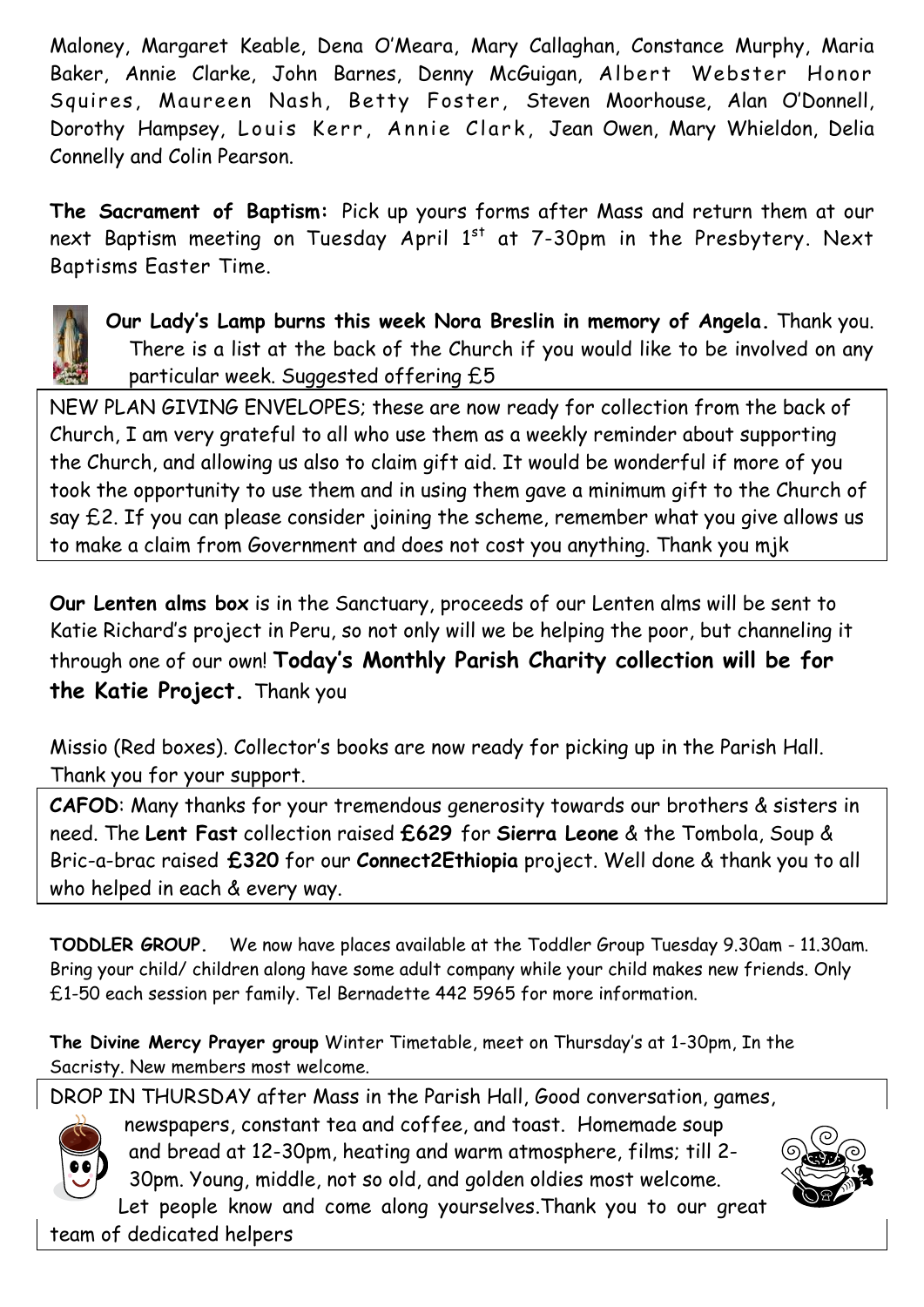Maloney, Margaret Keable, Dena O'Meara, Mary Callaghan, Constance Murphy, Maria Baker, Annie Clarke, John Barnes, Denny McGuigan, Albert Webster Honor Squires, Maureen Nash, Betty Foster, Steven Moorhouse, Alan O'Donnell, Dorothy Hampsey, Louis Kerr, Annie Clark, Jean Owen, Mary Whieldon, Delia Connelly and Colin Pearson.

**The Sacrament of Baptism:** Pick up yours forms after Mass and return them at our next Baptism meeting on Tuesday April 1st at 7-30pm in the Presbytery. Next Baptisms Easter Time.

**Our Lady's Lamp burns this week Nora Breslin in memory of Angela.** Thank you. There is a list at the back of the Church if you would like to be involved on any particular week. Suggested offering £5

NEW PLAN GIVING ENVELOPES; these are now ready for collection from the back of Church, I am very grateful to all who use them as a weekly reminder about supporting the Church, and allowing us also to claim gift aid. It would be wonderful if more of you took the opportunity to use them and in using them gave a minimum gift to the Church of say £2. If you can please consider joining the scheme, remember what you give allows us to make a claim from Government and does not cost you anything. Thank you mjk

**Our Lenten alms box** is in the Sanctuary, proceeds of our Lenten alms will be sent to Katie Richard's project in Peru, so not only will we be helping the poor, but channeling it through one of our own! **Today's Monthly Parish Charity collection will be for the Katie Project.** Thank you

Missio (Red boxes). Collector's books are now ready for picking up in the Parish Hall. Thank you for your support.

**CAFOD**: Many thanks for your tremendous generosity towards our brothers & sisters in need. The **Lent Fast** collection raised **£629** for **Sierra Leone** & the Tombola, Soup & Bric-a-brac raised **£320** for our **Connect2Ethiopia** project. Well done & thank you to all who helped in each & every way.

**TODDLER GROUP.** We now have places available at the Toddler Group Tuesday 9.30am - 11.30am. Bring your child/ children along have some adult company while your child makes new friends. Only £1-50 each session per family. Tel Bernadette 442 5965 for more information.

**The Divine Mercy Prayer group** Winter Timetable, meet on Thursday's at 1-30pm, In the Sacristy. New members most welcome.

DROP IN THURSDAY after Mass in the Parish Hall, Good conversation, games, newspapers, constant tea and coffee, and toast. Homemade soup and bread at 12-30pm, heating and warm atmosphere, films; till 2-30pm. Young, middle, not so old, and golden oldies most welcome. Let people know and come along yourselves.Thank you to our great team of dedicated helpers